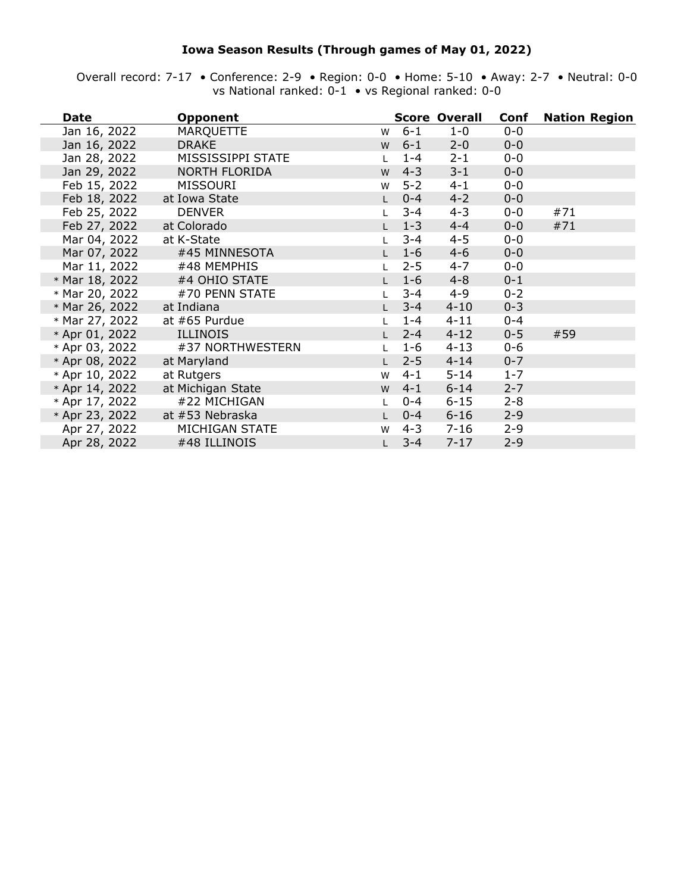# Iowa Season Results (Through games of May 01, 2022)

Overall record: 7-17 • Conference: 2-9 • Region: 0-0 • Home: 5-10 • Away: 2-7 • Neutral: 0-0
vs National ranked: 0-1 • vs Regional ranked: 0-0

| Date | Opponent | | Score | Overall | Conf | Nation | Region |
|---|---|---|---|---|---|---|---|
| Jan 16, 2022 | MARQUETTE | W | 6-1 | 1-0 | 0-0 | | |
| Jan 16, 2022 | DRAKE | W | 6-1 | 2-0 | 0-0 | | |
| Jan 28, 2022 | MISSISSIPPI STATE | L | 1-4 | 2-1 | 0-0 | | |
| Jan 29, 2022 | NORTH FLORIDA | W | 4-3 | 3-1 | 0-0 | | |
| Feb 15, 2022 | MISSOURI | W | 5-2 | 4-1 | 0-0 | | |
| Feb 18, 2022 | at Iowa State | L | 0-4 | 4-2 | 0-0 | | |
| Feb 25, 2022 | DENVER | L | 3-4 | 4-3 | 0-0 | #71 | |
| Feb 27, 2022 | at Colorado | L | 1-3 | 4-4 | 0-0 | #71 | |
| Mar 04, 2022 | at K-State | L | 3-4 | 4-5 | 0-0 | | |
| Mar 07, 2022 | #45 MINNESOTA | L | 1-6 | 4-6 | 0-0 | | |
| Mar 11, 2022 | #48 MEMPHIS | L | 2-5 | 4-7 | 0-0 | | |
| * Mar 18, 2022 | #4 OHIO STATE | L | 1-6 | 4-8 | 0-1 | | |
| * Mar 20, 2022 | #70 PENN STATE | L | 3-4 | 4-9 | 0-2 | | |
| * Mar 26, 2022 | at Indiana | L | 3-4 | 4-10 | 0-3 | | |
| * Mar 27, 2022 | at #65 Purdue | L | 1-4 | 4-11 | 0-4 | | |
| * Apr 01, 2022 | ILLINOIS | L | 2-4 | 4-12 | 0-5 | #59 | |
| * Apr 03, 2022 | #37 NORTHWESTERN | L | 1-6 | 4-13 | 0-6 | | |
| * Apr 08, 2022 | at Maryland | L | 2-5 | 4-14 | 0-7 | | |
| * Apr 10, 2022 | at Rutgers | W | 4-1 | 5-14 | 1-7 | | |
| * Apr 14, 2022 | at Michigan State | W | 4-1 | 6-14 | 2-7 | | |
| * Apr 17, 2022 | #22 MICHIGAN | L | 0-4 | 6-15 | 2-8 | | |
| * Apr 23, 2022 | at #53 Nebraska | L | 0-4 | 6-16 | 2-9 | | |
| Apr 27, 2022 | MICHIGAN STATE | W | 4-3 | 7-16 | 2-9 | | |
| Apr 28, 2022 | #48 ILLINOIS | L | 3-4 | 7-17 | 2-9 | | |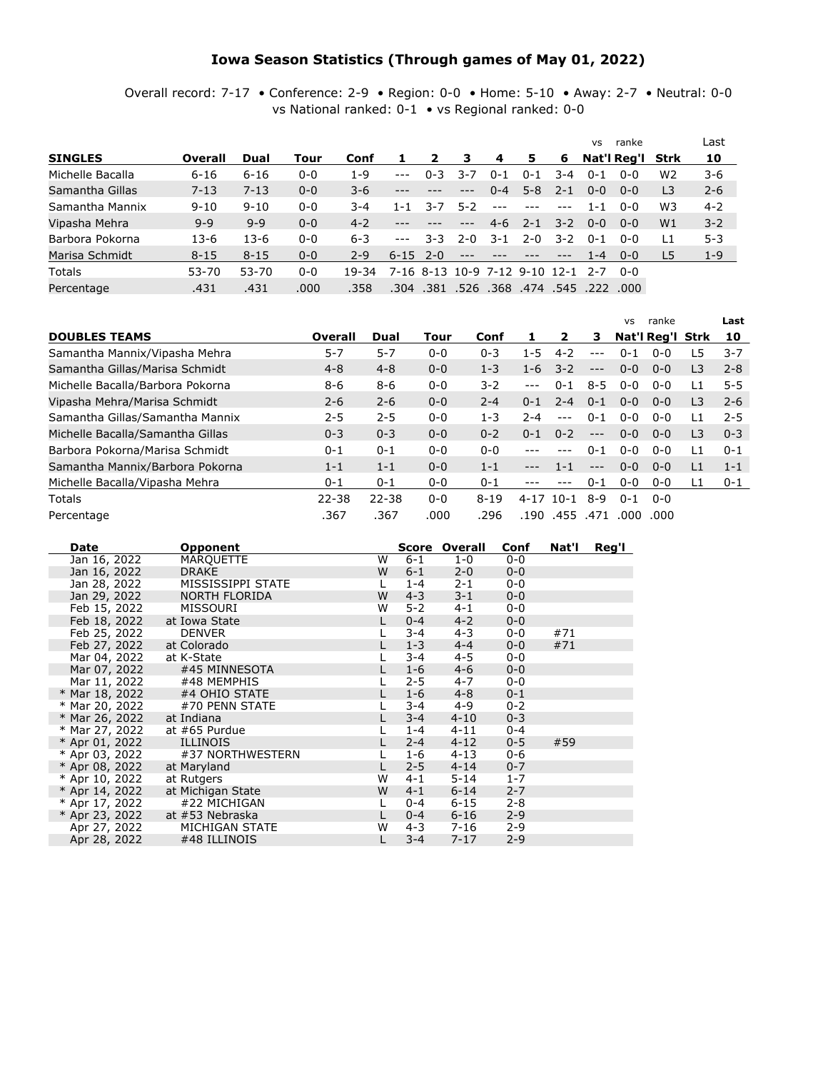# Iowa Season Statistics (Through games of May 01, 2022)

Overall record: 7-17 • Conference: 2-9 • Region: 0-0 • Home: 5-10 • Away: 2-7 • Neutral: 0-0
vs National ranked: 0-1 • vs Regional ranked: 0-0

| SINGLES | Overall | Dual | Tour | Conf | 1 | 2 | 3 | 4 | 5 | 6 | vs Nat'l | ranke Reg'l | Strk | Last 10 |
|---|---|---|---|---|---|---|---|---|---|---|---|---|---|---|
| Michelle Bacalla | 6-16 | 6-16 | 0-0 | 1-9 | --- | 0-3 | 3-7 | 0-1 | 0-1 | 3-4 | 0-1 | 0-0 | W2 | 3-6 |
| Samantha Gillas | 7-13 | 7-13 | 0-0 | 3-6 | --- | --- | --- | 0-4 | 5-8 | 2-1 | 0-0 | 0-0 | L3 | 2-6 |
| Samantha Mannix | 9-10 | 9-10 | 0-0 | 3-4 | 1-1 | 3-7 | 5-2 | --- | --- | --- | 1-1 | 0-0 | W3 | 4-2 |
| Vipasha Mehra | 9-9 | 9-9 | 0-0 | 4-2 | --- | --- | --- | 4-6 | 2-1 | 3-2 | 0-0 | 0-0 | W1 | 3-2 |
| Barbora Pokorna | 13-6 | 13-6 | 0-0 | 6-3 | --- | 3-3 | 2-0 | 3-1 | 2-0 | 3-2 | 0-1 | 0-0 | L1 | 5-3 |
| Marisa Schmidt | 8-15 | 8-15 | 0-0 | 2-9 | 6-15 | 2-0 | --- | --- | --- | --- | 1-4 | 0-0 | L5 | 1-9 |
| Totals | 53-70 | 53-70 | 0-0 | 19-34 | 7-16 | 8-13 | 10-9 | 7-12 | 9-10 | 12-1 | 2-7 | 0-0 | | |
| Percentage | .431 | .431 | .000 | .358 | .304 | .381 | .526 | .368 | .474 | .545 | .222 | .000 | | |

| DOUBLES TEAMS | Overall | Dual | Tour | Conf | 1 | 2 | 3 | vs Nat'l | ranke Reg'l | Strk | Last 10 |
|---|---|---|---|---|---|---|---|---|---|---|---|
| Samantha Mannix/Vipasha Mehra | 5-7 | 5-7 | 0-0 | 0-3 | 1-5 | 4-2 | --- | 0-1 | 0-0 | L5 | 3-7 |
| Samantha Gillas/Marisa Schmidt | 4-8 | 4-8 | 0-0 | 1-3 | 1-6 | 3-2 | --- | 0-0 | 0-0 | L3 | 2-8 |
| Michelle Bacalla/Barbora Pokorna | 8-6 | 8-6 | 0-0 | 3-2 | --- | 0-1 | 8-5 | 0-0 | 0-0 | L1 | 5-5 |
| Vipasha Mehra/Marisa Schmidt | 2-6 | 2-6 | 0-0 | 2-4 | 0-1 | 2-4 | 0-1 | 0-0 | 0-0 | L3 | 2-6 |
| Samantha Gillas/Samantha Mannix | 2-5 | 2-5 | 0-0 | 1-3 | 2-4 | --- | 0-1 | 0-0 | 0-0 | L1 | 2-5 |
| Michelle Bacalla/Samantha Gillas | 0-3 | 0-3 | 0-0 | 0-2 | 0-1 | 0-2 | --- | 0-0 | 0-0 | L3 | 0-3 |
| Barbora Pokorna/Marisa Schmidt | 0-1 | 0-1 | 0-0 | 0-0 | --- | --- | 0-1 | 0-0 | 0-0 | L1 | 0-1 |
| Samantha Mannix/Barbora Pokorna | 1-1 | 1-1 | 0-0 | 1-1 | --- | 1-1 | --- | 0-0 | 0-0 | L1 | 1-1 |
| Michelle Bacalla/Vipasha Mehra | 0-1 | 0-1 | 0-0 | 0-1 | --- | --- | 0-1 | 0-0 | 0-0 | L1 | 0-1 |
| Totals | 22-38 | 22-38 | 0-0 | 8-19 | 4-17 | 10-1 | 8-9 | 0-1 | 0-0 | | |
| Percentage | .367 | .367 | .000 | .296 | .190 | .455 | .471 | .000 | .000 | | |

| Date | Opponent | | Score | Overall | Conf | Nat'l | Reg'l |
|---|---|---|---|---|---|---|---|
| Jan 16, 2022 | MARQUETTE | W | 6-1 | 1-0 | 0-0 | | |
| Jan 16, 2022 | DRAKE | W | 6-1 | 2-0 | 0-0 | | |
| Jan 28, 2022 | MISSISSIPPI STATE | L | 1-4 | 2-1 | 0-0 | | |
| Jan 29, 2022 | NORTH FLORIDA | W | 4-3 | 3-1 | 0-0 | | |
| Feb 15, 2022 | MISSOURI | W | 5-2 | 4-1 | 0-0 | | |
| Feb 18, 2022 | at Iowa State | L | 0-4 | 4-2 | 0-0 | | |
| Feb 25, 2022 | DENVER | L | 3-4 | 4-3 | 0-0 | #71 | |
| Feb 27, 2022 | at Colorado | L | 1-3 | 4-4 | 0-0 | #71 | |
| Mar 04, 2022 | at K-State | L | 3-4 | 4-5 | 0-0 | | |
| Mar 07, 2022 | #45 MINNESOTA | L | 1-6 | 4-6 | 0-0 | | |
| Mar 11, 2022 | #48 MEMPHIS | L | 2-5 | 4-7 | 0-0 | | |
| * Mar 18, 2022 | #4 OHIO STATE | L | 1-6 | 4-8 | 0-1 | | |
| * Mar 20, 2022 | #70 PENN STATE | L | 3-4 | 4-9 | 0-2 | | |
| * Mar 26, 2022 | at Indiana | L | 3-4 | 4-10 | 0-3 | | |
| * Mar 27, 2022 | at #65 Purdue | L | 1-4 | 4-11 | 0-4 | | |
| * Apr 01, 2022 | ILLINOIS | L | 2-4 | 4-12 | 0-5 | #59 | |
| * Apr 03, 2022 | #37 NORTHWESTERN | L | 1-6 | 4-13 | 0-6 | | |
| * Apr 08, 2022 | at Maryland | L | 2-5 | 4-14 | 0-7 | | |
| * Apr 10, 2022 | at Rutgers | W | 4-1 | 5-14 | 1-7 | | |
| * Apr 14, 2022 | at Michigan State | W | 4-1 | 6-14 | 2-7 | | |
| * Apr 17, 2022 | #22 MICHIGAN | L | 0-4 | 6-15 | 2-8 | | |
| * Apr 23, 2022 | at #53 Nebraska | L | 0-4 | 6-16 | 2-9 | | |
| Apr 27, 2022 | MICHIGAN STATE | W | 4-3 | 7-16 | 2-9 | | |
| Apr 28, 2022 | #48 ILLINOIS | L | 3-4 | 7-17 | 2-9 | | |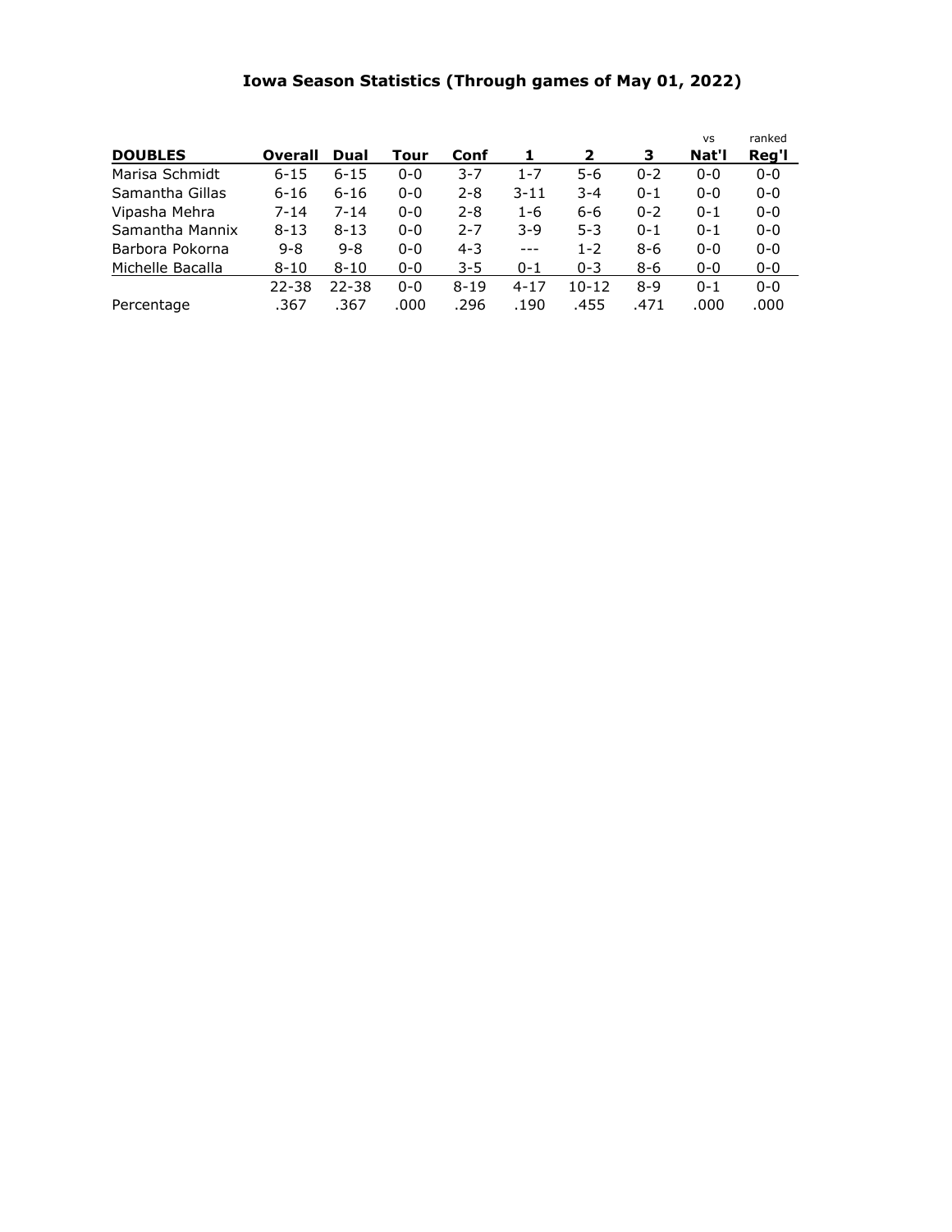# Iowa Season Statistics (Through games of May 01, 2022)

| DOUBLES | Overall | Dual | Tour | Conf | 1 | 2 | 3 | vs Nat'l | ranked Reg'l |
|---|---|---|---|---|---|---|---|---|---|
| Marisa Schmidt | 6-15 | 6-15 | 0-0 | 3-7 | 1-7 | 5-6 | 0-2 | 0-0 | 0-0 |
| Samantha Gillas | 6-16 | 6-16 | 0-0 | 2-8 | 3-11 | 3-4 | 0-1 | 0-0 | 0-0 |
| Vipasha Mehra | 7-14 | 7-14 | 0-0 | 2-8 | 1-6 | 6-6 | 0-2 | 0-1 | 0-0 |
| Samantha Mannix | 8-13 | 8-13 | 0-0 | 2-7 | 3-9 | 5-3 | 0-1 | 0-1 | 0-0 |
| Barbora Pokorna | 9-8 | 9-8 | 0-0 | 4-3 | --- | 1-2 | 8-6 | 0-0 | 0-0 |
| Michelle Bacalla | 8-10 | 8-10 | 0-0 | 3-5 | 0-1 | 0-3 | 8-6 | 0-0 | 0-0 |
| | 22-38 | 22-38 | 0-0 | 8-19 | 4-17 | 10-12 | 8-9 | 0-1 | 0-0 |
| Percentage | .367 | .367 | .000 | .296 | .190 | .455 | .471 | .000 | .000 |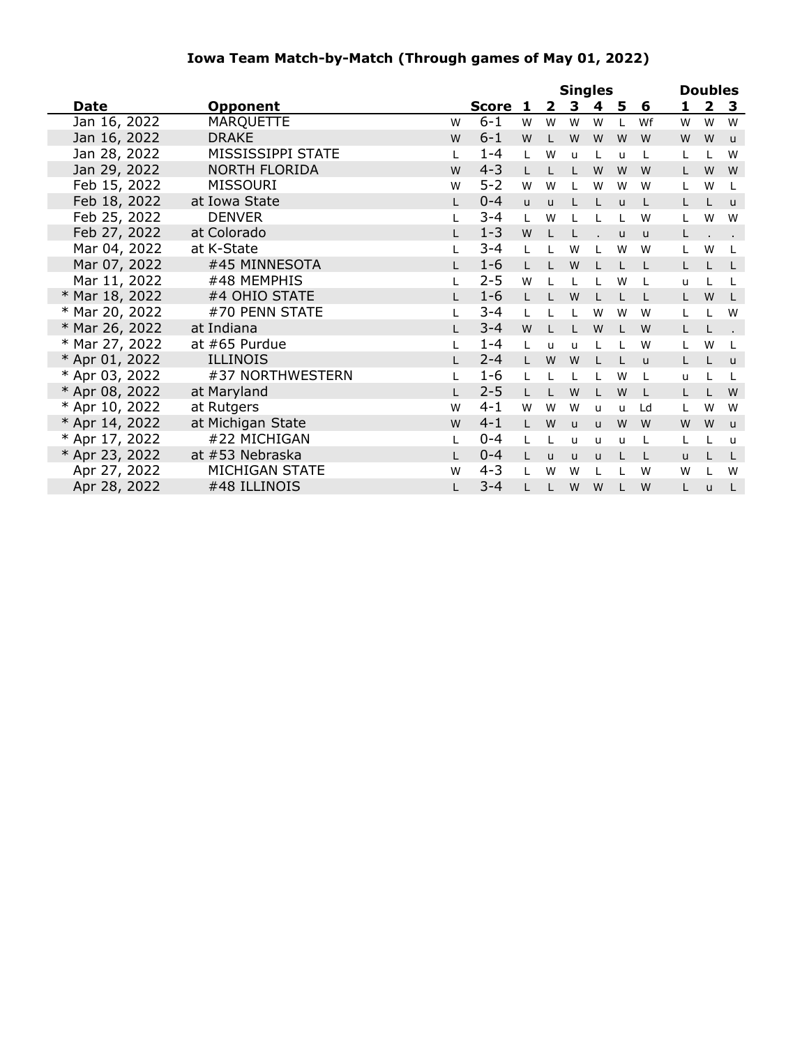## Iowa Team Match-by-Match (Through games of May 01, 2022)

| Date | Opponent | | Score | Singles 1 | 2 | 3 | 4 | 5 | 6 | Doubles 1 | 2 | 3 |
|---|---|---|---|---|---|---|---|---|---|---|---|---|
| Jan 16, 2022 | MARQUETTE | W | 6-1 | W | W | W | W | L | Wf | W | W | W |
| Jan 16, 2022 | DRAKE | W | 6-1 | W | L | W | W | W | W | W | W | u |
| Jan 28, 2022 | MISSISSIPPI STATE | L | 1-4 | L | W | u | L | u | L | L | L | W |
| Jan 29, 2022 | NORTH FLORIDA | W | 4-3 | L | L | L | W | W | W | L | W | W |
| Feb 15, 2022 | MISSOURI | W | 5-2 | W | W | L | W | W | W | L | W | L |
| Feb 18, 2022 | at Iowa State | L | 0-4 | u | u | L | L | u | L | L | L | u |
| Feb 25, 2022 | DENVER | L | 3-4 | L | W | L | L | L | W | L | W | W |
| Feb 27, 2022 | at Colorado | L | 1-3 | W | L | L | . | u | u | L | . | . |
| Mar 04, 2022 | at K-State | L | 3-4 | L | L | W | L | W | W | L | W | L |
| Mar 07, 2022 | #45 MINNESOTA | L | 1-6 | L | L | W | L | L | L | L | L | L |
| Mar 11, 2022 | #48 MEMPHIS | L | 2-5 | W | L | L | L | W | L | u | L | L |
| * Mar 18, 2022 | #4 OHIO STATE | L | 1-6 | L | L | W | L | L | L | L | W | L |
| * Mar 20, 2022 | #70 PENN STATE | L | 3-4 | L | L | L | W | W | W | L | L | W |
| * Mar 26, 2022 | at Indiana | L | 3-4 | W | L | L | W | L | W | L | L | . |
| * Mar 27, 2022 | at #65 Purdue | L | 1-4 | L | u | u | L | L | W | L | W | L |
| * Apr 01, 2022 | ILLINOIS | L | 2-4 | L | W | W | L | L | u | L | L | u |
| * Apr 03, 2022 | #37 NORTHWESTERN | L | 1-6 | L | L | L | L | W | L | u | L | L |
| * Apr 08, 2022 | at Maryland | L | 2-5 | L | L | W | L | W | L | L | L | W |
| * Apr 10, 2022 | at Rutgers | W | 4-1 | W | W | W | u | u | Ld | L | W | W |
| * Apr 14, 2022 | at Michigan State | W | 4-1 | L | W | u | u | W | W | W | W | u |
| * Apr 17, 2022 | #22 MICHIGAN | L | 0-4 | L | L | u | u | u | L | L | L | u |
| * Apr 23, 2022 | at #53 Nebraska | L | 0-4 | L | u | u | u | L | L | u | L | L |
| Apr 27, 2022 | MICHIGAN STATE | W | 4-3 | L | W | W | L | L | W | W | L | W |
| Apr 28, 2022 | #48 ILLINOIS | L | 3-4 | L | L | W | W | L | W | L | u | L |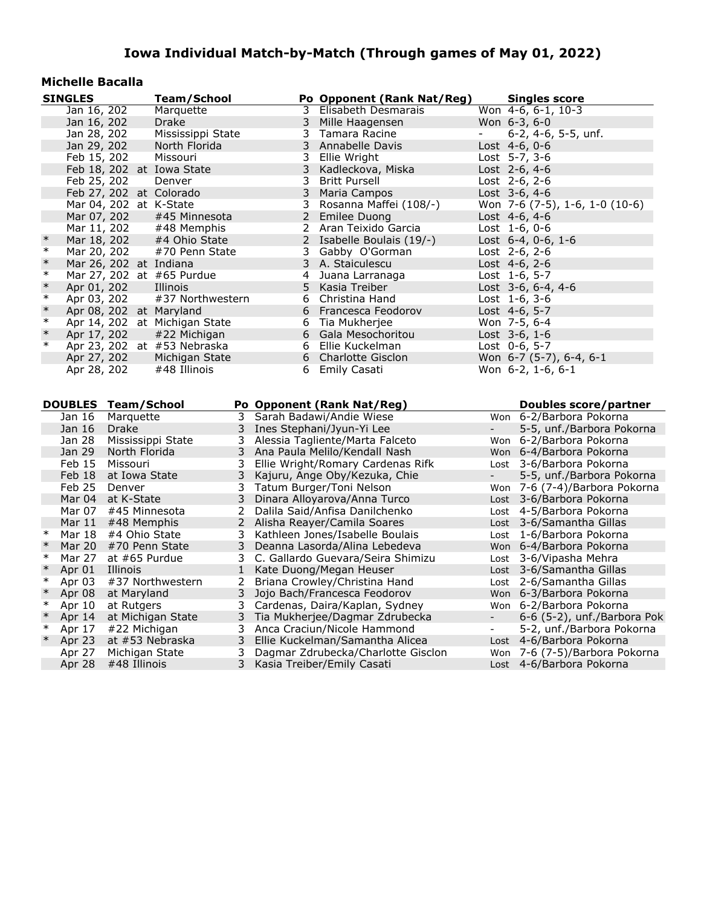# Iowa Individual Match-by-Match (Through games of May 01, 2022)

## Michelle Bacalla

| | SINGLES | Team/School | Po | Opponent (Rank Nat/Reg) | Singles score |
|---|---|---|---|---|---|
| | Jan 16, 202 | Marquette | 3 | Elisabeth Desmarais | Won 4-6, 6-1, 10-3 |
| | Jan 16, 202 | Drake | 3 | Mille Haagensen | Won 6-3, 6-0 |
| | Jan 28, 202 | Mississippi State | 3 | Tamara Racine | - 6-2, 4-6, 5-5, unf. |
| | Jan 29, 202 | North Florida | 3 | Annabelle Davis | Lost 4-6, 0-6 |
| | Feb 15, 202 | Missouri | 3 | Ellie Wright | Lost 5-7, 3-6 |
| | Feb 18, 202 | at Iowa State | 3 | Kadleckova, Miska | Lost 2-6, 4-6 |
| | Feb 25, 202 | Denver | 3 | Britt Pursell | Lost 2-6, 2-6 |
| | Feb 27, 202 | at Colorado | 3 | Maria Campos | Lost 3-6, 4-6 |
| | Mar 04, 202 | at K-State | 3 | Rosanna Maffei (108/-) | Won 7-6 (7-5), 1-6, 1-0 (10-6) |
| | Mar 07, 202 | #45 Minnesota | 2 | Emilee Duong | Lost 4-6, 4-6 |
| | Mar 11, 202 | #48 Memphis | 2 | Aran Teixido Garcia | Lost 1-6, 0-6 |
| * | Mar 18, 202 | #4 Ohio State | 2 | Isabelle Boulais (19/-) | Lost 6-4, 0-6, 1-6 |
| * | Mar 20, 202 | #70 Penn State | 3 | Gabby O'Gorman | Lost 2-6, 2-6 |
| * | Mar 26, 202 | at Indiana | 3 | A. Staiculescu | Lost 4-6, 2-6 |
| * | Mar 27, 202 | at #65 Purdue | 4 | Juana Larranaga | Lost 1-6, 5-7 |
| * | Apr 01, 202 | Illinois | 5 | Kasia Treiber | Lost 3-6, 6-4, 4-6 |
| * | Apr 03, 202 | #37 Northwestern | 6 | Christina Hand | Lost 1-6, 3-6 |
| * | Apr 08, 202 | at Maryland | 6 | Francesca Feodorov | Lost 4-6, 5-7 |
| * | Apr 14, 202 | at Michigan State | 6 | Tia Mukherjee | Won 7-5, 6-4 |
| * | Apr 17, 202 | #22 Michigan | 6 | Gala Mesochoritou | Lost 3-6, 1-6 |
| * | Apr 23, 202 | at #53 Nebraska | 6 | Ellie Kuckelman | Lost 0-6, 5-7 |
| | Apr 27, 202 | Michigan State | 6 | Charlotte Gisclon | Won 6-7 (5-7), 6-4, 6-1 |
| | Apr 28, 202 | #48 Illinois | 6 | Emily Casati | Won 6-2, 1-6, 6-1 |

| | DOUBLES | Team/School | Po | Opponent (Rank Nat/Reg) | | Doubles score/partner |
|---|---|---|---|---|---|---|
| | Jan 16 | Marquette | 3 | Sarah Badawi/Andie Wiese | Won | 6-2/Barbora Pokorna |
| | Jan 16 | Drake | 3 | Ines Stephani/Jyun-Yi Lee | - | 5-5, unf./Barbora Pokorna |
| | Jan 28 | Mississippi State | 3 | Alessia Tagliente/Marta Falceto | Won | 6-2/Barbora Pokorna |
| | Jan 29 | North Florida | 3 | Ana Paula Melilo/Kendall Nash | Won | 6-4/Barbora Pokorna |
| | Feb 15 | Missouri | 3 | Ellie Wright/Romary Cardenas Rifk | Lost | 3-6/Barbora Pokorna |
| | Feb 18 | at Iowa State | 3 | Kajuru, Ange Oby/Kezuka, Chie | - | 5-5, unf./Barbora Pokorna |
| | Feb 25 | Denver | 3 | Tatum Burger/Toni Nelson | Won | 7-6 (7-4)/Barbora Pokorna |
| | Mar 04 | at K-State | 3 | Dinara Alloyarova/Anna Turco | Lost | 3-6/Barbora Pokorna |
| | Mar 07 | #45 Minnesota | 2 | Dalila Said/Anfisa Danilchenko | Lost | 4-5/Barbora Pokorna |
| | Mar 11 | #48 Memphis | 2 | Alisha Reayer/Camila Soares | Lost | 3-6/Samantha Gillas |
| * | Mar 18 | #4 Ohio State | 3 | Kathleen Jones/Isabelle Boulais | Lost | 1-6/Barbora Pokorna |
| * | Mar 20 | #70 Penn State | 3 | Deanna Lasorda/Alina Lebedeva | Won | 6-4/Barbora Pokorna |
| * | Mar 27 | at #65 Purdue | 3 | C. Gallardo Guevara/Seira Shimizu | Lost | 3-6/Vipasha Mehra |
| * | Apr 01 | Illinois | 1 | Kate Duong/Megan Heuser | Lost | 3-6/Samantha Gillas |
| * | Apr 03 | #37 Northwestern | 2 | Briana Crowley/Christina Hand | Lost | 2-6/Samantha Gillas |
| * | Apr 08 | at Maryland | 3 | Jojo Bach/Francesca Feodorov | Won | 6-3/Barbora Pokorna |
| * | Apr 10 | at Rutgers | 3 | Cardenas, Daira/Kaplan, Sydney | Won | 6-2/Barbora Pokorna |
| * | Apr 14 | at Michigan State | 3 | Tia Mukherjee/Dagmar Zdrubecka | - | 6-6 (5-2), unf./Barbora Pok |
| * | Apr 17 | #22 Michigan | 3 | Anca Craciun/Nicole Hammond | - | 5-2, unf./Barbora Pokorna |
| * | Apr 23 | at #53 Nebraska | 3 | Ellie Kuckelman/Samantha Alicea | Lost | 4-6/Barbora Pokorna |
| | Apr 27 | Michigan State | 3 | Dagmar Zdrubecka/Charlotte Gisclon | Won | 7-6 (7-5)/Barbora Pokorna |
| | Apr 28 | #48 Illinois | 3 | Kasia Treiber/Emily Casati | Lost | 4-6/Barbora Pokorna |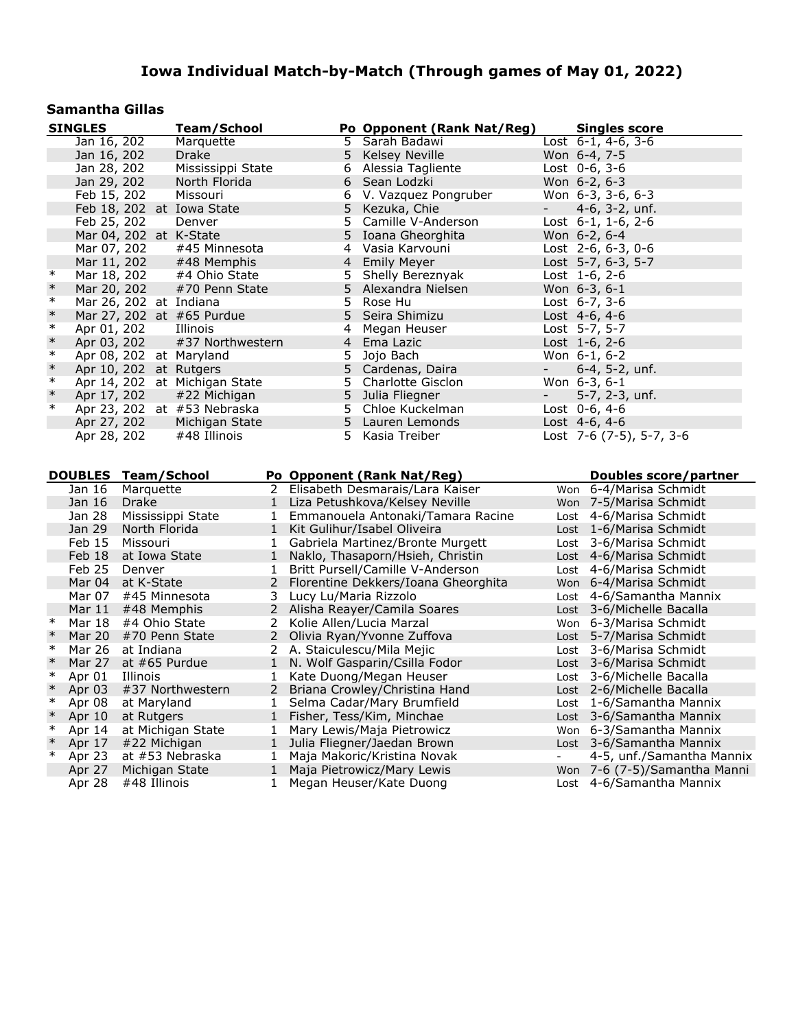# Iowa Individual Match-by-Match (Through games of May 01, 2022)

## Samantha Gillas

| | SINGLES | Team/School | Po | Opponent (Rank Nat/Reg) | Singles score |
|---|---|---|---|---|---|
| | Jan 16, 202 | Marquette | 5 | Sarah Badawi | Lost 6-1, 4-6, 3-6 |
| | Jan 16, 202 | Drake | 5 | Kelsey Neville | Won 6-4, 7-5 |
| | Jan 28, 202 | Mississippi State | 6 | Alessia Tagliente | Lost 0-6, 3-6 |
| | Jan 29, 202 | North Florida | 6 | Sean Lodzki | Won 6-2, 6-3 |
| | Feb 15, 202 | Missouri | 6 | V. Vazquez Pongruber | Won 6-3, 3-6, 6-3 |
| | Feb 18, 202 | at Iowa State | 5 | Kezuka, Chie | - 4-6, 3-2, unf. |
| | Feb 25, 202 | Denver | 5 | Camille V-Anderson | Lost 6-1, 1-6, 2-6 |
| | Mar 04, 202 | at K-State | 5 | Ioana Gheorghita | Won 6-2, 6-4 |
| | Mar 07, 202 | #45 Minnesota | 4 | Vasia Karvouni | Lost 2-6, 6-3, 0-6 |
| | Mar 11, 202 | #48 Memphis | 4 | Emily Meyer | Lost 5-7, 6-3, 5-7 |
| * | Mar 18, 202 | #4 Ohio State | 5 | Shelly Bereznyak | Lost 1-6, 2-6 |
| * | Mar 20, 202 | #70 Penn State | 5 | Alexandra Nielsen | Won 6-3, 6-1 |
| * | Mar 26, 202 | at Indiana | 5 | Rose Hu | Lost 6-7, 3-6 |
| * | Mar 27, 202 | at #65 Purdue | 5 | Seira Shimizu | Lost 4-6, 4-6 |
| * | Apr 01, 202 | Illinois | 4 | Megan Heuser | Lost 5-7, 5-7 |
| * | Apr 03, 202 | #37 Northwestern | 4 | Ema Lazic | Lost 1-6, 2-6 |
| * | Apr 08, 202 | at Maryland | 5 | Jojo Bach | Won 6-1, 6-2 |
| * | Apr 10, 202 | at Rutgers | 5 | Cardenas, Daira | - 6-4, 5-2, unf. |
| * | Apr 14, 202 | at Michigan State | 5 | Charlotte Gisclon | Won 6-3, 6-1 |
| * | Apr 17, 202 | #22 Michigan | 5 | Julia Fliegner | - 5-7, 2-3, unf. |
| * | Apr 23, 202 | at #53 Nebraska | 5 | Chloe Kuckelman | Lost 0-6, 4-6 |
| | Apr 27, 202 | Michigan State | 5 | Lauren Lemonds | Lost 4-6, 4-6 |
| | Apr 28, 202 | #48 Illinois | 5 | Kasia Treiber | Lost 7-6 (7-5), 5-7, 3-6 |

| | DOUBLES | Team/School | Po | Opponent (Rank Nat/Reg) | | Doubles score/partner |
|---|---|---|---|---|---|---|
| | Jan 16 | Marquette | 2 | Elisabeth Desmarais/Lara Kaiser | Won | 6-4/Marisa Schmidt |
| | Jan 16 | Drake | 1 | Liza Petushkova/Kelsey Neville | Won | 7-5/Marisa Schmidt |
| | Jan 28 | Mississippi State | 1 | Emmanouela Antonaki/Tamara Racine | Lost | 4-6/Marisa Schmidt |
| | Jan 29 | North Florida | 1 | Kit Gulihur/Isabel Oliveira | Lost | 1-6/Marisa Schmidt |
| | Feb 15 | Missouri | 1 | Gabriela Martinez/Bronte Murgett | Lost | 3-6/Marisa Schmidt |
| | Feb 18 | at Iowa State | 1 | Naklo, Thasaporn/Hsieh, Christin | Lost | 4-6/Marisa Schmidt |
| | Feb 25 | Denver | 1 | Britt Pursell/Camille V-Anderson | Lost | 4-6/Marisa Schmidt |
| | Mar 04 | at K-State | 2 | Florentine Dekkers/Ioana Gheorghita | Won | 6-4/Marisa Schmidt |
| | Mar 07 | #45 Minnesota | 3 | Lucy Lu/Maria Rizzolo | Lost | 4-6/Samantha Mannix |
| | Mar 11 | #48 Memphis | 2 | Alisha Reayer/Camila Soares | Lost | 3-6/Michelle Bacalla |
| * | Mar 18 | #4 Ohio State | 2 | Kolie Allen/Lucia Marzal | Won | 6-3/Marisa Schmidt |
| * | Mar 20 | #70 Penn State | 2 | Olivia Ryan/Yvonne Zuffova | Lost | 5-7/Marisa Schmidt |
| * | Mar 26 | at Indiana | 2 | A. Staiculescu/Mila Mejic | Lost | 3-6/Marisa Schmidt |
| * | Mar 27 | at #65 Purdue | 1 | N. Wolf Gasparin/Csilla Fodor | Lost | 3-6/Marisa Schmidt |
| * | Apr 01 | Illinois | 1 | Kate Duong/Megan Heuser | Lost | 3-6/Michelle Bacalla |
| * | Apr 03 | #37 Northwestern | 2 | Briana Crowley/Christina Hand | Lost | 2-6/Michelle Bacalla |
| * | Apr 08 | at Maryland | 1 | Selma Cadar/Mary Brumfield | Lost | 1-6/Samantha Mannix |
| * | Apr 10 | at Rutgers | 1 | Fisher, Tess/Kim, Minchae | Lost | 3-6/Samantha Mannix |
| * | Apr 14 | at Michigan State | 1 | Mary Lewis/Maja Pietrowicz | Won | 6-3/Samantha Mannix |
| * | Apr 17 | #22 Michigan | 1 | Julia Fliegner/Jaedan Brown | Lost | 3-6/Samantha Mannix |
| * | Apr 23 | at #53 Nebraska | 1 | Maja Makoric/Kristina Novak | - | 4-5, unf./Samantha Mannix |
| | Apr 27 | Michigan State | 1 | Maja Pietrowicz/Mary Lewis | Won | 7-6 (7-5)/Samantha Manni |
| | Apr 28 | #48 Illinois | 1 | Megan Heuser/Kate Duong | Lost | 4-6/Samantha Mannix |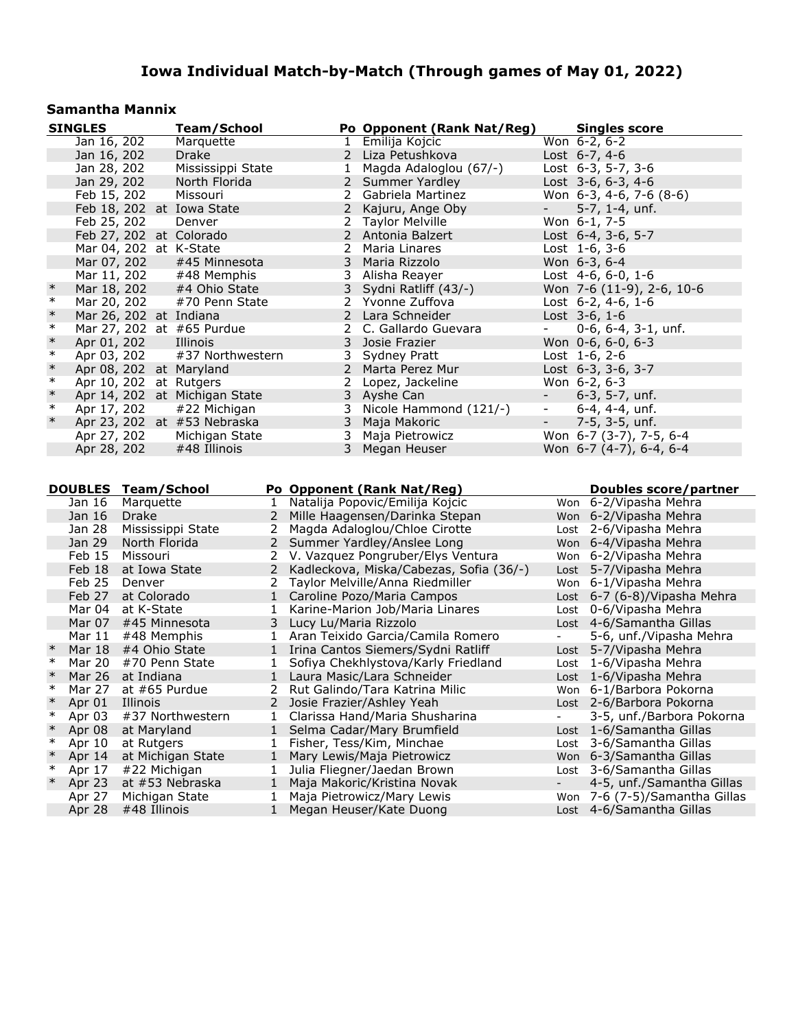# Iowa Individual Match-by-Match (Through games of May 01, 2022)

## Samantha Mannix

| | SINGLES | Team/School | Po | Opponent (Rank Nat/Reg) | | Singles score |
|---|---|---|---|---|---|---|
| | Jan 16, 202 | Marquette | 1 | Emilija Kojcic | Won | 6-2, 6-2 |
| | Jan 16, 202 | Drake | 2 | Liza Petushkova | Lost | 6-7, 4-6 |
| | Jan 28, 202 | Mississippi State | 1 | Magda Adaloglou (67/-) | Lost | 6-3, 5-7, 3-6 |
| | Jan 29, 202 | North Florida | 2 | Summer Yardley | Lost | 3-6, 6-3, 4-6 |
| | Feb 15, 202 | Missouri | 2 | Gabriela Martinez | Won | 6-3, 4-6, 7-6 (8-6) |
| | Feb 18, 202 | at Iowa State | 2 | Kajuru, Ange Oby | - | 5-7, 1-4, unf. |
| | Feb 25, 202 | Denver | 2 | Taylor Melville | Won | 6-1, 7-5 |
| | Feb 27, 202 | at Colorado | 2 | Antonia Balzert | Lost | 6-4, 3-6, 5-7 |
| | Mar 04, 202 | at K-State | 2 | Maria Linares | Lost | 1-6, 3-6 |
| | Mar 07, 202 | #45 Minnesota | 3 | Maria Rizzolo | Won | 6-3, 6-4 |
| | Mar 11, 202 | #48 Memphis | 3 | Alisha Reayer | Lost | 4-6, 6-0, 1-6 |
| * | Mar 18, 202 | #4 Ohio State | 3 | Sydni Ratliff (43/-) | Won | 7-6 (11-9), 2-6, 10-6 |
| * | Mar 20, 202 | #70 Penn State | 2 | Yvonne Zuffova | Lost | 6-2, 4-6, 1-6 |
| * | Mar 26, 202 | at Indiana | 2 | Lara Schneider | Lost | 3-6, 1-6 |
| * | Mar 27, 202 | at #65 Purdue | 2 | C. Gallardo Guevara | - | 0-6, 6-4, 3-1, unf. |
| * | Apr 01, 202 | Illinois | 3 | Josie Frazier | Won | 0-6, 6-0, 6-3 |
| * | Apr 03, 202 | #37 Northwestern | 3 | Sydney Pratt | Lost | 1-6, 2-6 |
| * | Apr 08, 202 | at Maryland | 2 | Marta Perez Mur | Lost | 6-3, 3-6, 3-7 |
| * | Apr 10, 202 | at Rutgers | 2 | Lopez, Jackeline | Won | 6-2, 6-3 |
| * | Apr 14, 202 | at Michigan State | 3 | Ayshe Can | - | 6-3, 5-7, unf. |
| * | Apr 17, 202 | #22 Michigan | 3 | Nicole Hammond (121/-) | - | 6-4, 4-4, unf. |
| * | Apr 23, 202 | at #53 Nebraska | 3 | Maja Makoric | - | 7-5, 3-5, unf. |
| | Apr 27, 202 | Michigan State | 3 | Maja Pietrowicz | Won | 6-7 (3-7), 7-5, 6-4 |
| | Apr 28, 202 | #48 Illinois | 3 | Megan Heuser | Won | 6-7 (4-7), 6-4, 6-4 |

| | DOUBLES | Team/School | Po | Opponent (Rank Nat/Reg) | | Doubles score/partner |
|---|---|---|---|---|---|---|
| | Jan 16 | Marquette | 1 | Natalija Popovic/Emilija Kojcic | Won | 6-2/Vipasha Mehra |
| | Jan 16 | Drake | 2 | Mille Haagensen/Darinka Stepan | Won | 6-2/Vipasha Mehra |
| | Jan 28 | Mississippi State | 2 | Magda Adaloglou/Chloe Cirotte | Lost | 2-6/Vipasha Mehra |
| | Jan 29 | North Florida | 2 | Summer Yardley/Anslee Long | Won | 6-4/Vipasha Mehra |
| | Feb 15 | Missouri | 2 | V. Vazquez Pongruber/Elys Ventura | Won | 6-2/Vipasha Mehra |
| | Feb 18 | at Iowa State | 2 | Kadleckova, Miska/Cabezas, Sofia (36/-) | Lost | 5-7/Vipasha Mehra |
| | Feb 25 | Denver | 2 | Taylor Melville/Anna Riedmiller | Won | 6-1/Vipasha Mehra |
| | Feb 27 | at Colorado | 1 | Caroline Pozo/Maria Campos | Lost | 6-7 (6-8)/Vipasha Mehra |
| | Mar 04 | at K-State | 1 | Karine-Marion Job/Maria Linares | Lost | 0-6/Vipasha Mehra |
| | Mar 07 | #45 Minnesota | 3 | Lucy Lu/Maria Rizzolo | Lost | 4-6/Samantha Gillas |
| | Mar 11 | #48 Memphis | 1 | Aran Teixido Garcia/Camila Romero | - | 5-6, unf./Vipasha Mehra |
| * | Mar 18 | #4 Ohio State | 1 | Irina Cantos Siemers/Sydni Ratliff | Lost | 5-7/Vipasha Mehra |
| * | Mar 20 | #70 Penn State | 1 | Sofiya Chekhlystova/Karly Friedland | Lost | 1-6/Vipasha Mehra |
| * | Mar 26 | at Indiana | 1 | Laura Masic/Lara Schneider | Lost | 1-6/Vipasha Mehra |
| * | Mar 27 | at #65 Purdue | 2 | Rut Galindo/Tara Katrina Milic | Won | 6-1/Barbora Pokorna |
| * | Apr 01 | Illinois | 2 | Josie Frazier/Ashley Yeah | Lost | 2-6/Barbora Pokorna |
| * | Apr 03 | #37 Northwestern | 1 | Clarissa Hand/Maria Shusharina | - | 3-5, unf./Barbora Pokorna |
| * | Apr 08 | at Maryland | 1 | Selma Cadar/Mary Brumfield | Lost | 1-6/Samantha Gillas |
| * | Apr 10 | at Rutgers | 1 | Fisher, Tess/Kim, Minchae | Lost | 3-6/Samantha Gillas |
| * | Apr 14 | at Michigan State | 1 | Mary Lewis/Maja Pietrowicz | Won | 6-3/Samantha Gillas |
| * | Apr 17 | #22 Michigan | 1 | Julia Fliegner/Jaedan Brown | Lost | 3-6/Samantha Gillas |
| * | Apr 23 | at #53 Nebraska | 1 | Maja Makoric/Kristina Novak | - | 4-5, unf./Samantha Gillas |
| | Apr 27 | Michigan State | 1 | Maja Pietrowicz/Mary Lewis | Won | 7-6 (7-5)/Samantha Gillas |
| | Apr 28 | #48 Illinois | 1 | Megan Heuser/Kate Duong | Lost | 4-6/Samantha Gillas |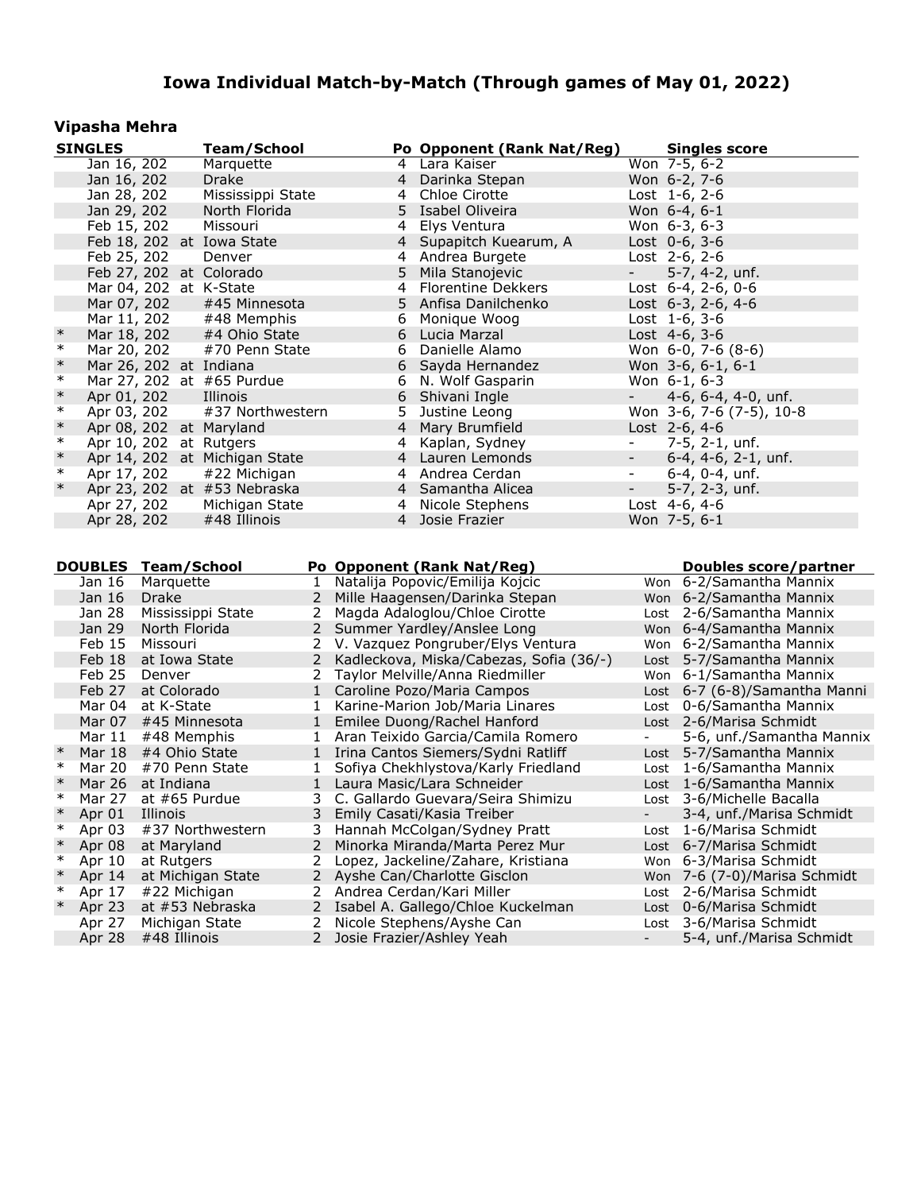# Iowa Individual Match-by-Match (Through games of May 01, 2022)

## Vipasha Mehra

| | SINGLES | Team/School | Po | Opponent (Rank Nat/Reg) | | Singles score |
|---|---|---|---|---|---|---|
| | Jan 16, 202 | Marquette | 4 | Lara Kaiser | Won | 7-5, 6-2 |
| | Jan 16, 202 | Drake | 4 | Darinka Stepan | Won | 6-2, 7-6 |
| | Jan 28, 202 | Mississippi State | 4 | Chloe Cirotte | Lost | 1-6, 2-6 |
| | Jan 29, 202 | North Florida | 5 | Isabel Oliveira | Won | 6-4, 6-1 |
| | Feb 15, 202 | Missouri | 4 | Elys Ventura | Won | 6-3, 6-3 |
| | Feb 18, 202 | at Iowa State | 4 | Supapitch Kuearum, A | Lost | 0-6, 3-6 |
| | Feb 25, 202 | Denver | 4 | Andrea Burgete | Lost | 2-6, 2-6 |
| | Feb 27, 202 | at Colorado | 5 | Mila Stanojevic | - | 5-7, 4-2, unf. |
| | Mar 04, 202 | at K-State | 4 | Florentine Dekkers | Lost | 6-4, 2-6, 0-6 |
| | Mar 07, 202 | #45 Minnesota | 5 | Anfisa Danilchenko | Lost | 6-3, 2-6, 4-6 |
| | Mar 11, 202 | #48 Memphis | 6 | Monique Woog | Lost | 1-6, 3-6 |
| * | Mar 18, 202 | #4 Ohio State | 6 | Lucia Marzal | Lost | 4-6, 3-6 |
| * | Mar 20, 202 | #70 Penn State | 6 | Danielle Alamo | Won | 6-0, 7-6 (8-6) |
| * | Mar 26, 202 | at Indiana | 6 | Sayda Hernandez | Won | 3-6, 6-1, 6-1 |
| * | Mar 27, 202 | at #65 Purdue | 6 | N. Wolf Gasparin | Won | 6-1, 6-3 |
| * | Apr 01, 202 | Illinois | 6 | Shivani Ingle | - | 4-6, 6-4, 4-0, unf. |
| * | Apr 03, 202 | #37 Northwestern | 5 | Justine Leong | Won | 3-6, 7-6 (7-5), 10-8 |
| * | Apr 08, 202 | at Maryland | 4 | Mary Brumfield | Lost | 2-6, 4-6 |
| * | Apr 10, 202 | at Rutgers | 4 | Kaplan, Sydney | - | 7-5, 2-1, unf. |
| * | Apr 14, 202 | at Michigan State | 4 | Lauren Lemonds | - | 6-4, 4-6, 2-1, unf. |
| * | Apr 17, 202 | #22 Michigan | 4 | Andrea Cerdan | - | 6-4, 0-4, unf. |
| * | Apr 23, 202 | at #53 Nebraska | 4 | Samantha Alicea | - | 5-7, 2-3, unf. |
| | Apr 27, 202 | Michigan State | 4 | Nicole Stephens | Lost | 4-6, 4-6 |
| | Apr 28, 202 | #48 Illinois | 4 | Josie Frazier | Won | 7-5, 6-1 |

| | DOUBLES | Team/School | Po | Opponent (Rank Nat/Reg) | | Doubles score/partner |
|---|---|---|---|---|---|---|
| | Jan 16 | Marquette | 1 | Natalija Popovic/Emilija Kojcic | Won | 6-2/Samantha Mannix |
| | Jan 16 | Drake | 2 | Mille Haagensen/Darinka Stepan | Won | 6-2/Samantha Mannix |
| | Jan 28 | Mississippi State | 2 | Magda Adaloglou/Chloe Cirotte | Lost | 2-6/Samantha Mannix |
| | Jan 29 | North Florida | 2 | Summer Yardley/Anslee Long | Won | 6-4/Samantha Mannix |
| | Feb 15 | Missouri | 2 | V. Vazquez Pongruber/Elys Ventura | Won | 6-2/Samantha Mannix |
| | Feb 18 | at Iowa State | 2 | Kadleckova, Miska/Cabezas, Sofia (36/-) | Lost | 5-7/Samantha Mannix |
| | Feb 25 | Denver | 2 | Taylor Melville/Anna Riedmiller | Won | 6-1/Samantha Mannix |
| | Feb 27 | at Colorado | 1 | Caroline Pozo/Maria Campos | Lost | 6-7 (6-8)/Samantha Manni |
| | Mar 04 | at K-State | 1 | Karine-Marion Job/Maria Linares | Lost | 0-6/Samantha Mannix |
| | Mar 07 | #45 Minnesota | 1 | Emilee Duong/Rachel Hanford | Lost | 2-6/Marisa Schmidt |
| | Mar 11 | #48 Memphis | 1 | Aran Teixido Garcia/Camila Romero | - | 5-6, unf./Samantha Mannix |
| * | Mar 18 | #4 Ohio State | 1 | Irina Cantos Siemers/Sydni Ratliff | Lost | 5-7/Samantha Mannix |
| * | Mar 20 | #70 Penn State | 1 | Sofiya Chekhlystova/Karly Friedland | Lost | 1-6/Samantha Mannix |
| * | Mar 26 | at Indiana | 1 | Laura Masic/Lara Schneider | Lost | 1-6/Samantha Mannix |
| * | Mar 27 | at #65 Purdue | 3 | C. Gallardo Guevara/Seira Shimizu | Lost | 3-6/Michelle Bacalla |
| * | Apr 01 | Illinois | 3 | Emily Casati/Kasia Treiber | - | 3-4, unf./Marisa Schmidt |
| * | Apr 03 | #37 Northwestern | 3 | Hannah McColgan/Sydney Pratt | Lost | 1-6/Marisa Schmidt |
| * | Apr 08 | at Maryland | 2 | Minorka Miranda/Marta Perez Mur | Lost | 6-7/Marisa Schmidt |
| * | Apr 10 | at Rutgers | 2 | Lopez, Jackeline/Zahare, Kristiana | Won | 6-3/Marisa Schmidt |
| * | Apr 14 | at Michigan State | 2 | Ayshe Can/Charlotte Gisclon | Won | 7-6 (7-0)/Marisa Schmidt |
| * | Apr 17 | #22 Michigan | 2 | Andrea Cerdan/Kari Miller | Lost | 2-6/Marisa Schmidt |
| * | Apr 23 | at #53 Nebraska | 2 | Isabel A. Gallego/Chloe Kuckelman | Lost | 0-6/Marisa Schmidt |
| | Apr 27 | Michigan State | 2 | Nicole Stephens/Ayshe Can | Lost | 3-6/Marisa Schmidt |
| | Apr 28 | #48 Illinois | 2 | Josie Frazier/Ashley Yeah | - | 5-4, unf./Marisa Schmidt |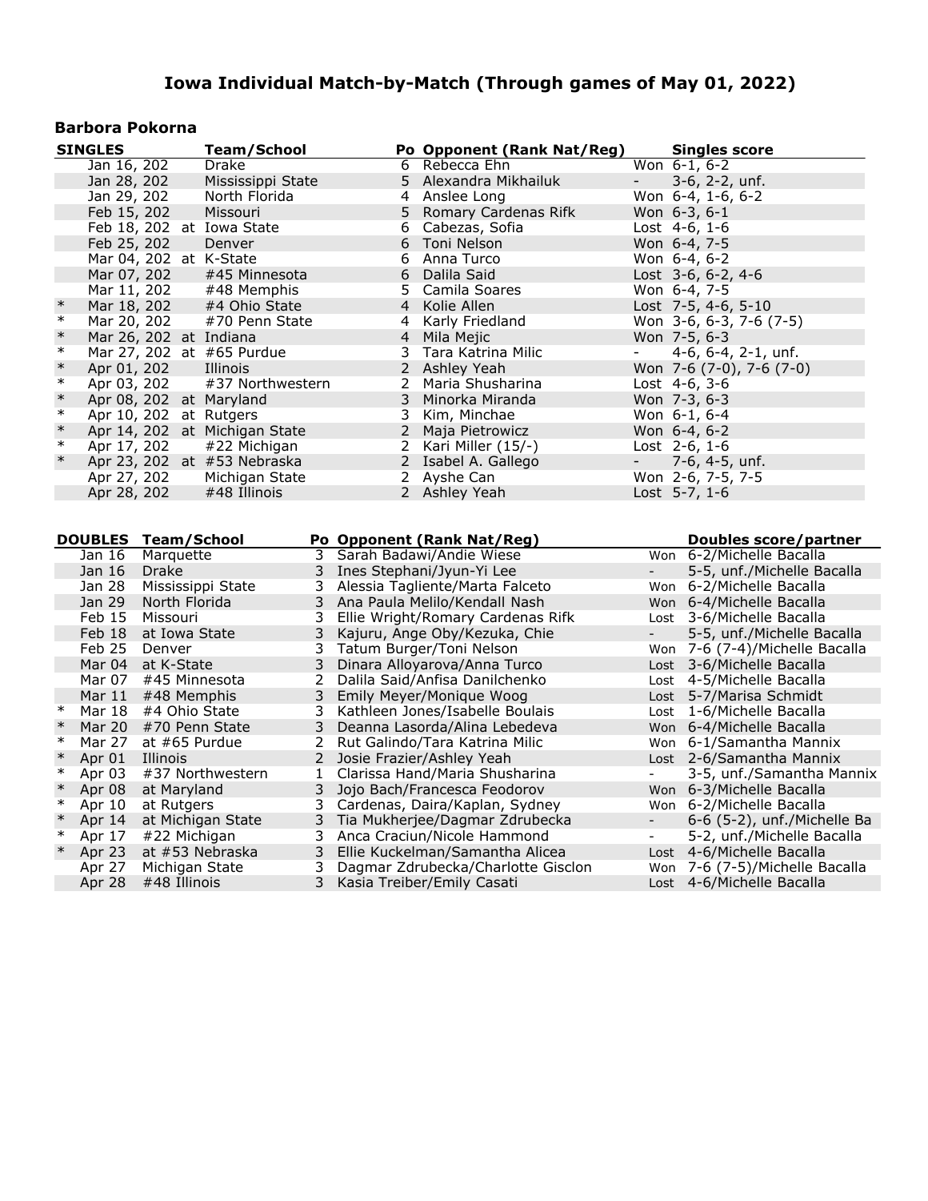# Iowa Individual Match-by-Match (Through games of May 01, 2022)

## Barbora Pokorna

| | SINGLES | Team/School | Po | Opponent (Rank Nat/Reg) | Singles score |
|---|---|---|---|---|---|
| | Jan 16, 202 | Drake | 6 | Rebecca Ehn | Won 6-1, 6-2 |
| | Jan 28, 202 | Mississippi State | 5 | Alexandra Mikhailuk | - 3-6, 2-2, unf. |
| | Jan 29, 202 | North Florida | 4 | Anslee Long | Won 6-4, 1-6, 6-2 |
| | Feb 15, 202 | Missouri | 5 | Romary Cardenas Rifk | Won 6-3, 6-1 |
| | Feb 18, 202 | at Iowa State | 6 | Cabezas, Sofia | Lost 4-6, 1-6 |
| | Feb 25, 202 | Denver | 6 | Toni Nelson | Won 6-4, 7-5 |
| | Mar 04, 202 | at K-State | 6 | Anna Turco | Won 6-4, 6-2 |
| | Mar 07, 202 | #45 Minnesota | 6 | Dalila Said | Lost 3-6, 6-2, 4-6 |
| | Mar 11, 202 | #48 Memphis | 5 | Camila Soares | Won 6-4, 7-5 |
| * | Mar 18, 202 | #4 Ohio State | 4 | Kolie Allen | Lost 7-5, 4-6, 5-10 |
| * | Mar 20, 202 | #70 Penn State | 4 | Karly Friedland | Won 3-6, 6-3, 7-6 (7-5) |
| * | Mar 26, 202 | at Indiana | 4 | Mila Mejic | Won 7-5, 6-3 |
| * | Mar 27, 202 | at #65 Purdue | 3 | Tara Katrina Milic | - 4-6, 6-4, 2-1, unf. |
| * | Apr 01, 202 | Illinois | 2 | Ashley Yeah | Won 7-6 (7-0), 7-6 (7-0) |
| * | Apr 03, 202 | #37 Northwestern | 2 | Maria Shusharina | Lost 4-6, 3-6 |
| * | Apr 08, 202 | at Maryland | 3 | Minorka Miranda | Won 7-3, 6-3 |
| * | Apr 10, 202 | at Rutgers | 3 | Kim, Minchae | Won 6-1, 6-4 |
| * | Apr 14, 202 | at Michigan State | 2 | Maja Pietrowicz | Won 6-4, 6-2 |
| * | Apr 17, 202 | #22 Michigan | 2 | Kari Miller (15/-) | Lost 2-6, 1-6 |
| * | Apr 23, 202 | at #53 Nebraska | 2 | Isabel A. Gallego | - 7-6, 4-5, unf. |
| | Apr 27, 202 | Michigan State | 2 | Ayshe Can | Won 2-6, 7-5, 7-5 |
| | Apr 28, 202 | #48 Illinois | 2 | Ashley Yeah | Lost 5-7, 1-6 |

| | DOUBLES | Team/School | Po | Opponent (Rank Nat/Reg) | | Doubles score/partner |
|---|---|---|---|---|---|---|
| | Jan 16 | Marquette | 3 | Sarah Badawi/Andie Wiese | Won | 6-2/Michelle Bacalla |
| | Jan 16 | Drake | 3 | Ines Stephani/Jyun-Yi Lee | - | 5-5, unf./Michelle Bacalla |
| | Jan 28 | Mississippi State | 3 | Alessia Tagliente/Marta Falceto | Won | 6-2/Michelle Bacalla |
| | Jan 29 | North Florida | 3 | Ana Paula Melilo/Kendall Nash | Won | 6-4/Michelle Bacalla |
| | Feb 15 | Missouri | 3 | Ellie Wright/Romary Cardenas Rifk | Lost | 3-6/Michelle Bacalla |
| | Feb 18 | at Iowa State | 3 | Kajuru, Ange Oby/Kezuka, Chie | - | 5-5, unf./Michelle Bacalla |
| | Feb 25 | Denver | 3 | Tatum Burger/Toni Nelson | Won | 7-6 (7-4)/Michelle Bacalla |
| | Mar 04 | at K-State | 3 | Dinara Alloyarova/Anna Turco | Lost | 3-6/Michelle Bacalla |
| | Mar 07 | #45 Minnesota | 2 | Dalila Said/Anfisa Danilchenko | Lost | 4-5/Michelle Bacalla |
| | Mar 11 | #48 Memphis | 3 | Emily Meyer/Monique Woog | Lost | 5-7/Marisa Schmidt |
| * | Mar 18 | #4 Ohio State | 3 | Kathleen Jones/Isabelle Boulais | Lost | 1-6/Michelle Bacalla |
| * | Mar 20 | #70 Penn State | 3 | Deanna Lasorda/Alina Lebedeva | Won | 6-4/Michelle Bacalla |
| * | Mar 27 | at #65 Purdue | 2 | Rut Galindo/Tara Katrina Milic | Won | 6-1/Samantha Mannix |
| * | Apr 01 | Illinois | 2 | Josie Frazier/Ashley Yeah | Lost | 2-6/Samantha Mannix |
| * | Apr 03 | #37 Northwestern | 1 | Clarissa Hand/Maria Shusharina | - | 3-5, unf./Samantha Mannix |
| * | Apr 08 | at Maryland | 3 | Jojo Bach/Francesca Feodorov | Won | 6-3/Michelle Bacalla |
| * | Apr 10 | at Rutgers | 3 | Cardenas, Daira/Kaplan, Sydney | Won | 6-2/Michelle Bacalla |
| * | Apr 14 | at Michigan State | 3 | Tia Mukherjee/Dagmar Zdrubecka | - | 6-6 (5-2), unf./Michelle Ba |
| * | Apr 17 | #22 Michigan | 3 | Anca Craciun/Nicole Hammond | - | 5-2, unf./Michelle Bacalla |
| * | Apr 23 | at #53 Nebraska | 3 | Ellie Kuckelman/Samantha Alicea | Lost | 4-6/Michelle Bacalla |
| | Apr 27 | Michigan State | 3 | Dagmar Zdrubecka/Charlotte Gisclon | Won | 7-6 (7-5)/Michelle Bacalla |
| | Apr 28 | #48 Illinois | 3 | Kasia Treiber/Emily Casati | Lost | 4-6/Michelle Bacalla |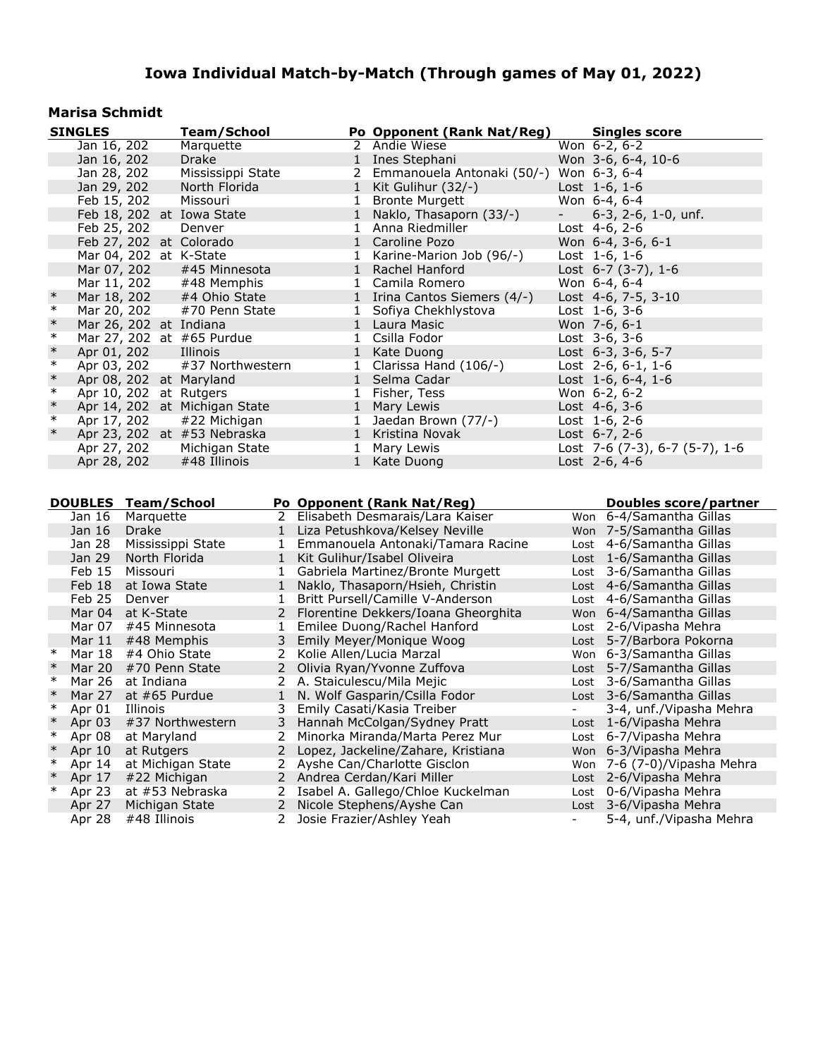# Iowa Individual Match-by-Match (Through games of May 01, 2022)

## Marisa Schmidt

| | SINGLES | Team/School | Po | Opponent (Rank Nat/Reg) | Singles score |
|---|---|---|---|---|---|
| | Jan 16, 202 | Marquette | 2 | Andie Wiese | Won 6-2, 6-2 |
| | Jan 16, 202 | Drake | 1 | Ines Stephani | Won 3-6, 6-4, 10-6 |
| | Jan 28, 202 | Mississippi State | 2 | Emmanouela Antonaki (50/-) | Won 6-3, 6-4 |
| | Jan 29, 202 | North Florida | 1 | Kit Gulihur (32/-) | Lost 1-6, 1-6 |
| | Feb 15, 202 | Missouri | 1 | Bronte Murgett | Won 6-4, 6-4 |
| | Feb 18, 202 | at Iowa State | 1 | Naklo, Thasaporn (33/-) | - 6-3, 2-6, 1-0, unf. |
| | Feb 25, 202 | Denver | 1 | Anna Riedmiller | Lost 4-6, 2-6 |
| | Feb 27, 202 | at Colorado | 1 | Caroline Pozo | Won 6-4, 3-6, 6-1 |
| | Mar 04, 202 | at K-State | 1 | Karine-Marion Job (96/-) | Lost 1-6, 1-6 |
| | Mar 07, 202 | #45 Minnesota | 1 | Rachel Hanford | Lost 6-7 (3-7), 1-6 |
| | Mar 11, 202 | #48 Memphis | 1 | Camila Romero | Won 6-4, 6-4 |
| * | Mar 18, 202 | #4 Ohio State | 1 | Irina Cantos Siemers (4/-) | Lost 4-6, 7-5, 3-10 |
| * | Mar 20, 202 | #70 Penn State | 1 | Sofiya Chekhlystova | Lost 1-6, 3-6 |
| * | Mar 26, 202 | at Indiana | 1 | Laura Masic | Won 7-6, 6-1 |
| * | Mar 27, 202 | at #65 Purdue | 1 | Csilla Fodor | Lost 3-6, 3-6 |
| * | Apr 01, 202 | Illinois | 1 | Kate Duong | Lost 6-3, 3-6, 5-7 |
| * | Apr 03, 202 | #37 Northwestern | 1 | Clarissa Hand (106/-) | Lost 2-6, 6-1, 1-6 |
| * | Apr 08, 202 | at Maryland | 1 | Selma Cadar | Lost 1-6, 6-4, 1-6 |
| * | Apr 10, 202 | at Rutgers | 1 | Fisher, Tess | Won 6-2, 6-2 |
| * | Apr 14, 202 | at Michigan State | 1 | Mary Lewis | Lost 4-6, 3-6 |
| * | Apr 17, 202 | #22 Michigan | 1 | Jaedan Brown (77/-) | Lost 1-6, 2-6 |
| * | Apr 23, 202 | at #53 Nebraska | 1 | Kristina Novak | Lost 6-7, 2-6 |
| | Apr 27, 202 | Michigan State | 1 | Mary Lewis | Lost 7-6 (7-3), 6-7 (5-7), 1-6 |
| | Apr 28, 202 | #48 Illinois | 1 | Kate Duong | Lost 2-6, 4-6 |

| | DOUBLES | Team/School | Po | Opponent (Rank Nat/Reg) | | Doubles score/partner |
|---|---|---|---|---|---|---|
| | Jan 16 | Marquette | 2 | Elisabeth Desmarais/Lara Kaiser | Won | 6-4/Samantha Gillas |
| | Jan 16 | Drake | 1 | Liza Petushkova/Kelsey Neville | Won | 7-5/Samantha Gillas |
| | Jan 28 | Mississippi State | 1 | Emmanouela Antonaki/Tamara Racine | Lost | 4-6/Samantha Gillas |
| | Jan 29 | North Florida | 1 | Kit Gulihur/Isabel Oliveira | Lost | 1-6/Samantha Gillas |
| | Feb 15 | Missouri | 1 | Gabriela Martinez/Bronte Murgett | Lost | 3-6/Samantha Gillas |
| | Feb 18 | at Iowa State | 1 | Naklo, Thasaporn/Hsieh, Christin | Lost | 4-6/Samantha Gillas |
| | Feb 25 | Denver | 1 | Britt Pursell/Camille V-Anderson | Lost | 4-6/Samantha Gillas |
| | Mar 04 | at K-State | 2 | Florentine Dekkers/Ioana Gheorghita | Won | 6-4/Samantha Gillas |
| | Mar 07 | #45 Minnesota | 1 | Emilee Duong/Rachel Hanford | Lost | 2-6/Vipasha Mehra |
| | Mar 11 | #48 Memphis | 3 | Emily Meyer/Monique Woog | Lost | 5-7/Barbora Pokorna |
| * | Mar 18 | #4 Ohio State | 2 | Kolie Allen/Lucia Marzal | Won | 6-3/Samantha Gillas |
| * | Mar 20 | #70 Penn State | 2 | Olivia Ryan/Yvonne Zuffova | Lost | 5-7/Samantha Gillas |
| * | Mar 26 | at Indiana | 2 | A. Staiculescu/Mila Mejic | Lost | 3-6/Samantha Gillas |
| * | Mar 27 | at #65 Purdue | 1 | N. Wolf Gasparin/Csilla Fodor | Lost | 3-6/Samantha Gillas |
| * | Apr 01 | Illinois | 3 | Emily Casati/Kasia Treiber | - | 3-4, unf./Vipasha Mehra |
| * | Apr 03 | #37 Northwestern | 3 | Hannah McColgan/Sydney Pratt | Lost | 1-6/Vipasha Mehra |
| * | Apr 08 | at Maryland | 2 | Minorka Miranda/Marta Perez Mur | Lost | 6-7/Vipasha Mehra |
| * | Apr 10 | at Rutgers | 2 | Lopez, Jackeline/Zahare, Kristiana | Won | 6-3/Vipasha Mehra |
| * | Apr 14 | at Michigan State | 2 | Ayshe Can/Charlotte Gisclon | Won | 7-6 (7-0)/Vipasha Mehra |
| * | Apr 17 | #22 Michigan | 2 | Andrea Cerdan/Kari Miller | Lost | 2-6/Vipasha Mehra |
| * | Apr 23 | at #53 Nebraska | 2 | Isabel A. Gallego/Chloe Kuckelman | Lost | 0-6/Vipasha Mehra |
| | Apr 27 | Michigan State | 2 | Nicole Stephens/Ayshe Can | Lost | 3-6/Vipasha Mehra |
| | Apr 28 | #48 Illinois | 2 | Josie Frazier/Ashley Yeah | - | 5-4, unf./Vipasha Mehra |